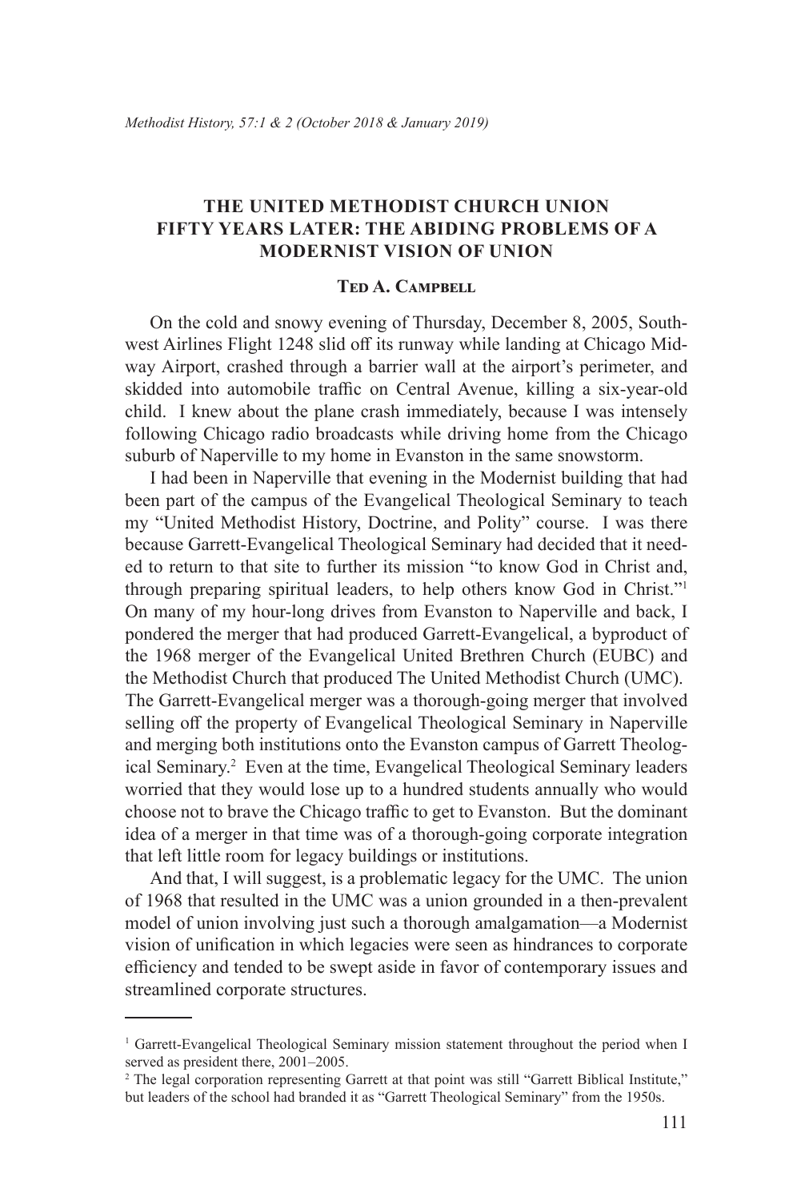# THE UNITED METHODIST CHURCH UNION FIFTY YEARS LATER: THE ABIDING PROBLEMS OF A MODERNIST VISION OF UNION

### Ted A. Campbell

On the cold and snowy evening of Thursday, December 8, 2005, Southwest Airlines Flight 1248 slid off its runway while landing at Chicago Midway Airport, crashed through a barrier wall at the airport's perimeter, and skidded into automobile traffic on Central Avenue, killing a six-year-old child. I knew about the plane crash immediately, because I was intensely following Chicago radio broadcasts while driving home from the Chicago suburb of Naperville to my home in Evanston in the same snowstorm.

I had been in Naperville that evening in the Modernist building that had been part of the campus of the Evangelical Theological Seminary to teach my "United Methodist History, Doctrine, and Polity" course. I was there because Garrett-Evangelical Theological Seminary had decided that it needed to return to that site to further its mission "to know God in Christ and, through preparing spiritual leaders, to help others know God in Christ."[1] On many of my hour-long drives from Evanston to Naperville and back, I pondered the merger that had produced Garrett-Evangelical, a byproduct of the 1968 merger of the Evangelical United Brethren Church (EUBC) and the Methodist Church that produced The United Methodist Church (UMC). The Garrett-Evangelical merger was a thorough-going merger that involved selling off the property of Evangelical Theological Seminary in Naperville and merging both institutions onto the Evanston campus of Garrett Theological Seminary.[2] Even at the time, Evangelical Theological Seminary leaders worried that they would lose up to a hundred students annually who would choose not to brave the Chicago traffic to get to Evanston. But the dominant idea of a merger in that time was of a thorough-going corporate integration that left little room for legacy buildings or institutions.

And that, I will suggest, is a problematic legacy for the UMC. The union of 1968 that resulted in the UMC was a union grounded in a then-prevalent model of union involving just such a thorough amalgamation—a Modernist vision of unification in which legacies were seen as hindrances to corporate efficiency and tended to be swept aside in favor of contemporary issues and streamlined corporate structures.

---

[1] Garrett-Evangelical Theological Seminary mission statement throughout the period when I served as president there, 2001–2005.

[2] The legal corporation representing Garrett at that point was still "Garrett Biblical Institute," but leaders of the school had branded it as "Garrett Theological Seminary" from the 1950s.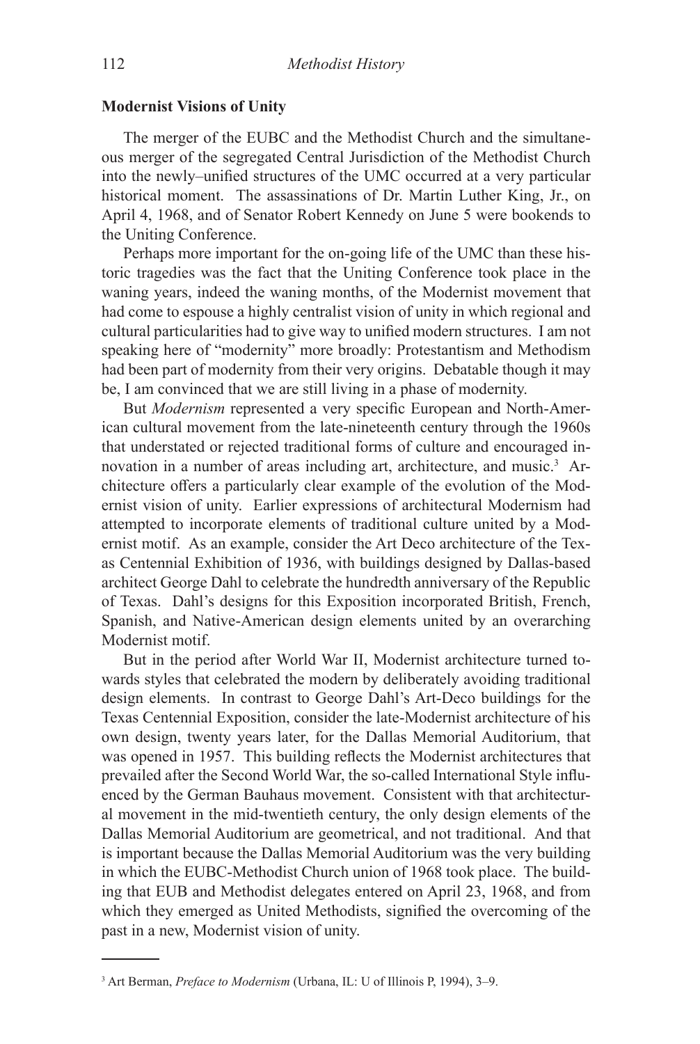## Modernist Visions of Unity

The merger of the EUBC and the Methodist Church and the simultaneous merger of the segregated Central Jurisdiction of the Methodist Church into the newly–unified structures of the UMC occurred at a very particular historical moment. The assassinations of Dr. Martin Luther King, Jr., on April 4, 1968, and of Senator Robert Kennedy on June 5 were bookends to the Uniting Conference.

Perhaps more important for the on-going life of the UMC than these historic tragedies was the fact that the Uniting Conference took place in the waning years, indeed the waning months, of the Modernist movement that had come to espouse a highly centralist vision of unity in which regional and cultural particularities had to give way to unified modern structures. I am not speaking here of "modernity" more broadly: Protestantism and Methodism had been part of modernity from their very origins. Debatable though it may be, I am convinced that we are still living in a phase of modernity.

But *Modernism* represented a very specific European and North-American cultural movement from the late-nineteenth century through the 1960s that understated or rejected traditional forms of culture and encouraged innovation in a number of areas including art, architecture, and music.[3] Architecture offers a particularly clear example of the evolution of the Modernist vision of unity. Earlier expressions of architectural Modernism had attempted to incorporate elements of traditional culture united by a Modernist motif. As an example, consider the Art Deco architecture of the Texas Centennial Exhibition of 1936, with buildings designed by Dallas-based architect George Dahl to celebrate the hundredth anniversary of the Republic of Texas. Dahl's designs for this Exposition incorporated British, French, Spanish, and Native-American design elements united by an overarching Modernist motif.

But in the period after World War II, Modernist architecture turned towards styles that celebrated the modern by deliberately avoiding traditional design elements. In contrast to George Dahl's Art-Deco buildings for the Texas Centennial Exposition, consider the late-Modernist architecture of his own design, twenty years later, for the Dallas Memorial Auditorium, that was opened in 1957. This building reflects the Modernist architectures that prevailed after the Second World War, the so-called International Style influenced by the German Bauhaus movement. Consistent with that architectural movement in the mid-twentieth century, the only design elements of the Dallas Memorial Auditorium are geometrical, and not traditional. And that is important because the Dallas Memorial Auditorium was the very building in which the EUBC-Methodist Church union of 1968 took place. The building that EUB and Methodist delegates entered on April 23, 1968, and from which they emerged as United Methodists, signified the overcoming of the past in a new, Modernist vision of unity.

---

[3] Art Berman, *Preface to Modernism* (Urbana, IL: U of Illinois P, 1994), 3–9.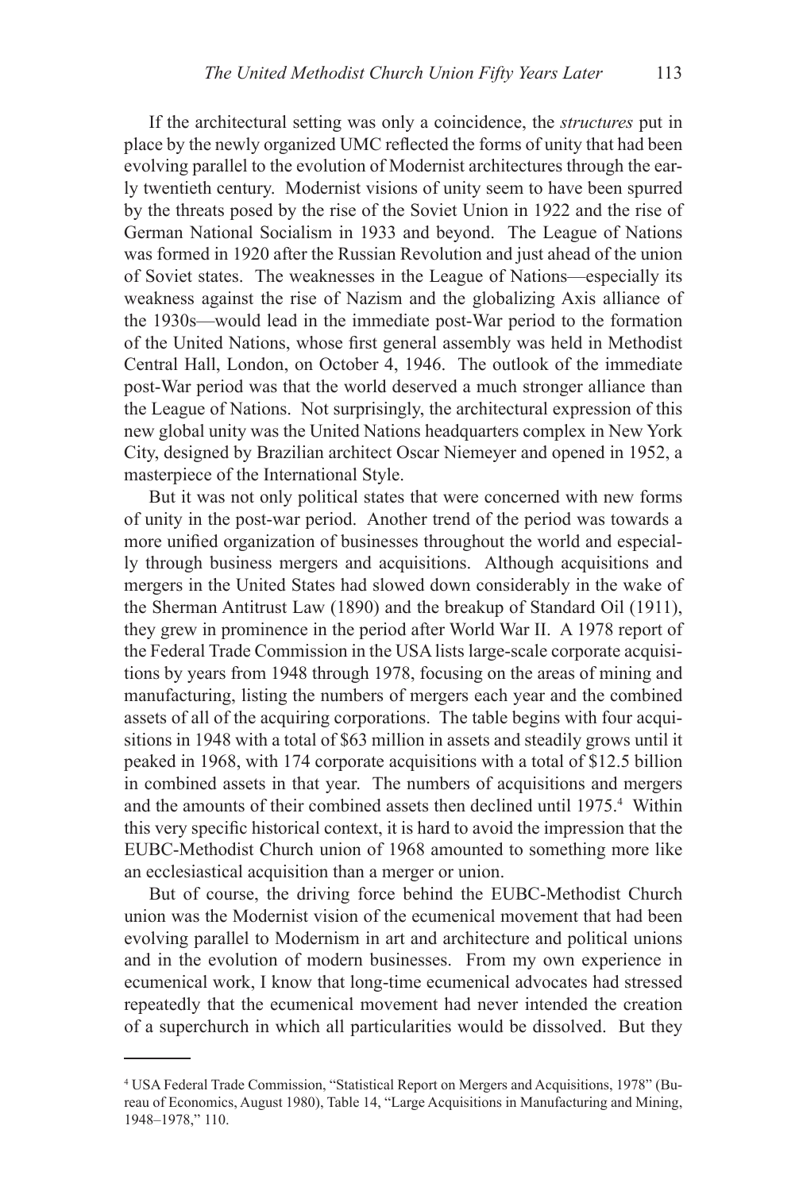If the architectural setting was only a coincidence, the *structures* put in place by the newly organized UMC reflected the forms of unity that had been evolving parallel to the evolution of Modernist architectures through the early twentieth century. Modernist visions of unity seem to have been spurred by the threats posed by the rise of the Soviet Union in 1922 and the rise of German National Socialism in 1933 and beyond. The League of Nations was formed in 1920 after the Russian Revolution and just ahead of the union of Soviet states. The weaknesses in the League of Nations—especially its weakness against the rise of Nazism and the globalizing Axis alliance of the 1930s—would lead in the immediate post-War period to the formation of the United Nations, whose first general assembly was held in Methodist Central Hall, London, on October 4, 1946. The outlook of the immediate post-War period was that the world deserved a much stronger alliance than the League of Nations. Not surprisingly, the architectural expression of this new global unity was the United Nations headquarters complex in New York City, designed by Brazilian architect Oscar Niemeyer and opened in 1952, a masterpiece of the International Style.

But it was not only political states that were concerned with new forms of unity in the post-war period. Another trend of the period was towards a more unified organization of businesses throughout the world and especially through business mergers and acquisitions. Although acquisitions and mergers in the United States had slowed down considerably in the wake of the Sherman Antitrust Law (1890) and the breakup of Standard Oil (1911), they grew in prominence in the period after World War II. A 1978 report of the Federal Trade Commission in the USA lists large-scale corporate acquisitions by years from 1948 through 1978, focusing on the areas of mining and manufacturing, listing the numbers of mergers each year and the combined assets of all of the acquiring corporations. The table begins with four acquisitions in 1948 with a total of \$63 million in assets and steadily grows until it peaked in 1968, with 174 corporate acquisitions with a total of \$12.5 billion in combined assets in that year. The numbers of acquisitions and mergers and the amounts of their combined assets then declined until 1975.[4] Within this very specific historical context, it is hard to avoid the impression that the EUBC-Methodist Church union of 1968 amounted to something more like an ecclesiastical acquisition than a merger or union.

But of course, the driving force behind the EUBC-Methodist Church union was the Modernist vision of the ecumenical movement that had been evolving parallel to Modernism in art and architecture and political unions and in the evolution of modern businesses. From my own experience in ecumenical work, I know that long-time ecumenical advocates had stressed repeatedly that the ecumenical movement had never intended the creation of a superchurch in which all particularities would be dissolved. But they

---

[4] USA Federal Trade Commission, "Statistical Report on Mergers and Acquisitions, 1978" (Bureau of Economics, August 1980), Table 14, "Large Acquisitions in Manufacturing and Mining, 1948–1978," 110.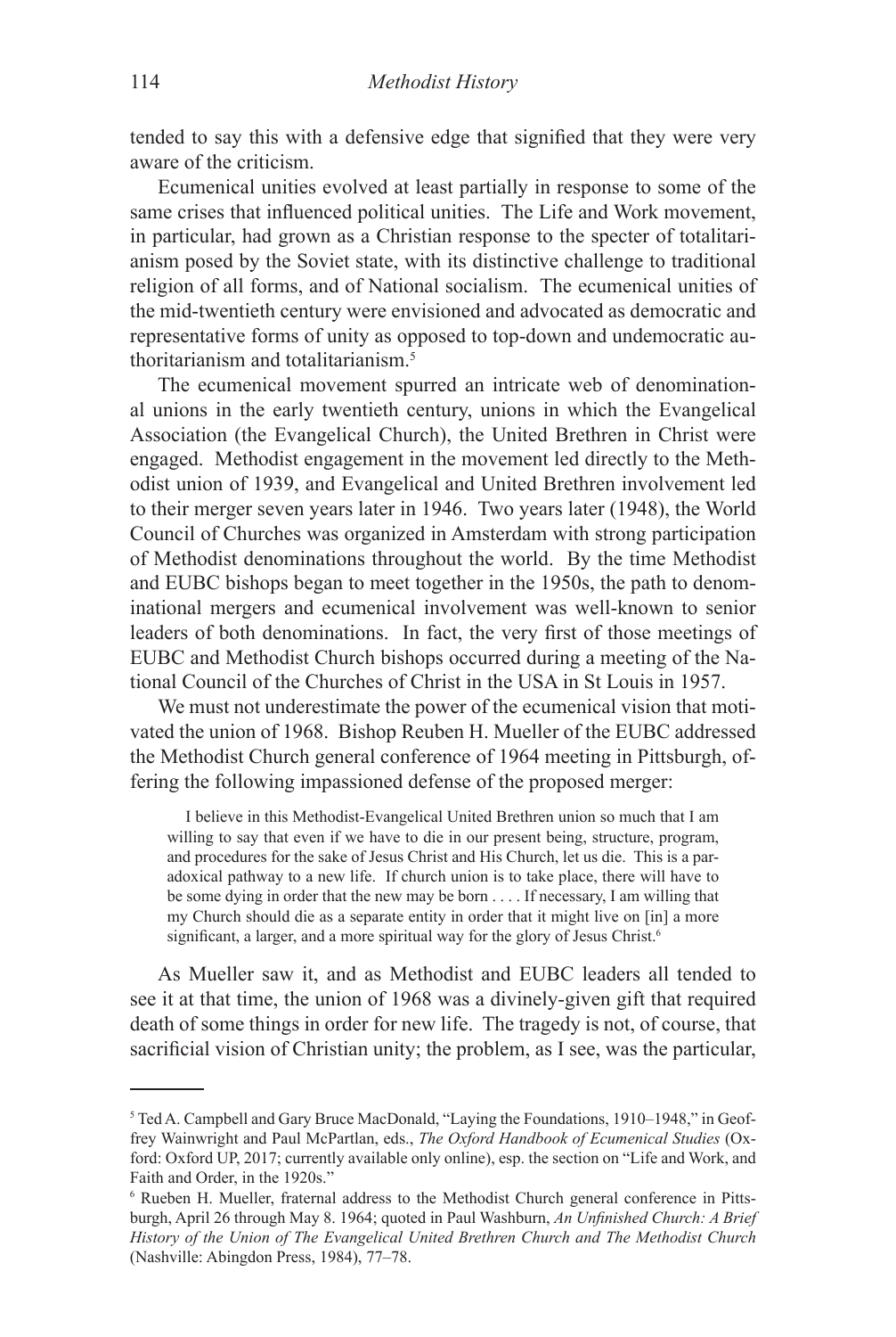tended to say this with a defensive edge that signified that they were very aware of the criticism.

Ecumenical unities evolved at least partially in response to some of the same crises that influenced political unities. The Life and Work movement, in particular, had grown as a Christian response to the specter of totalitarianism posed by the Soviet state, with its distinctive challenge to traditional religion of all forms, and of National socialism. The ecumenical unities of the mid-twentieth century were envisioned and advocated as democratic and representative forms of unity as opposed to top-down and undemocratic authoritarianism and totalitarianism.[5]

The ecumenical movement spurred an intricate web of denominational unions in the early twentieth century, unions in which the Evangelical Association (the Evangelical Church), the United Brethren in Christ were engaged. Methodist engagement in the movement led directly to the Methodist union of 1939, and Evangelical and United Brethren involvement led to their merger seven years later in 1946. Two years later (1948), the World Council of Churches was organized in Amsterdam with strong participation of Methodist denominations throughout the world. By the time Methodist and EUBC bishops began to meet together in the 1950s, the path to denominational mergers and ecumenical involvement was well-known to senior leaders of both denominations. In fact, the very first of those meetings of EUBC and Methodist Church bishops occurred during a meeting of the National Council of the Churches of Christ in the USA in St Louis in 1957.

We must not underestimate the power of the ecumenical vision that motivated the union of 1968. Bishop Reuben H. Mueller of the EUBC addressed the Methodist Church general conference of 1964 meeting in Pittsburgh, offering the following impassioned defense of the proposed merger:

> I believe in this Methodist-Evangelical United Brethren union so much that I am willing to say that even if we have to die in our present being, structure, program, and procedures for the sake of Jesus Christ and His Church, let us die. This is a paradoxical pathway to a new life. If church union is to take place, there will have to be some dying in order that the new may be born . . . . If necessary, I am willing that my Church should die as a separate entity in order that it might live on [in] a more significant, a larger, and a more spiritual way for the glory of Jesus Christ.[6]

As Mueller saw it, and as Methodist and EUBC leaders all tended to see it at that time, the union of 1968 was a divinely-given gift that required death of some things in order for new life. The tragedy is not, of course, that sacrificial vision of Christian unity; the problem, as I see, was the particular,

---

[5] Ted A. Campbell and Gary Bruce MacDonald, "Laying the Foundations, 1910–1948," in Geoffrey Wainwright and Paul McPartlan, eds., *The Oxford Handbook of Ecumenical Studies* (Oxford: Oxford UP, 2017; currently available only online), esp. the section on "Life and Work, and Faith and Order, in the 1920s."

[6] Rueben H. Mueller, fraternal address to the Methodist Church general conference in Pittsburgh, April 26 through May 8. 1964; quoted in Paul Washburn, *An Unfinished Church: A Brief History of the Union of The Evangelical United Brethren Church and The Methodist Church* (Nashville: Abingdon Press, 1984), 77–78.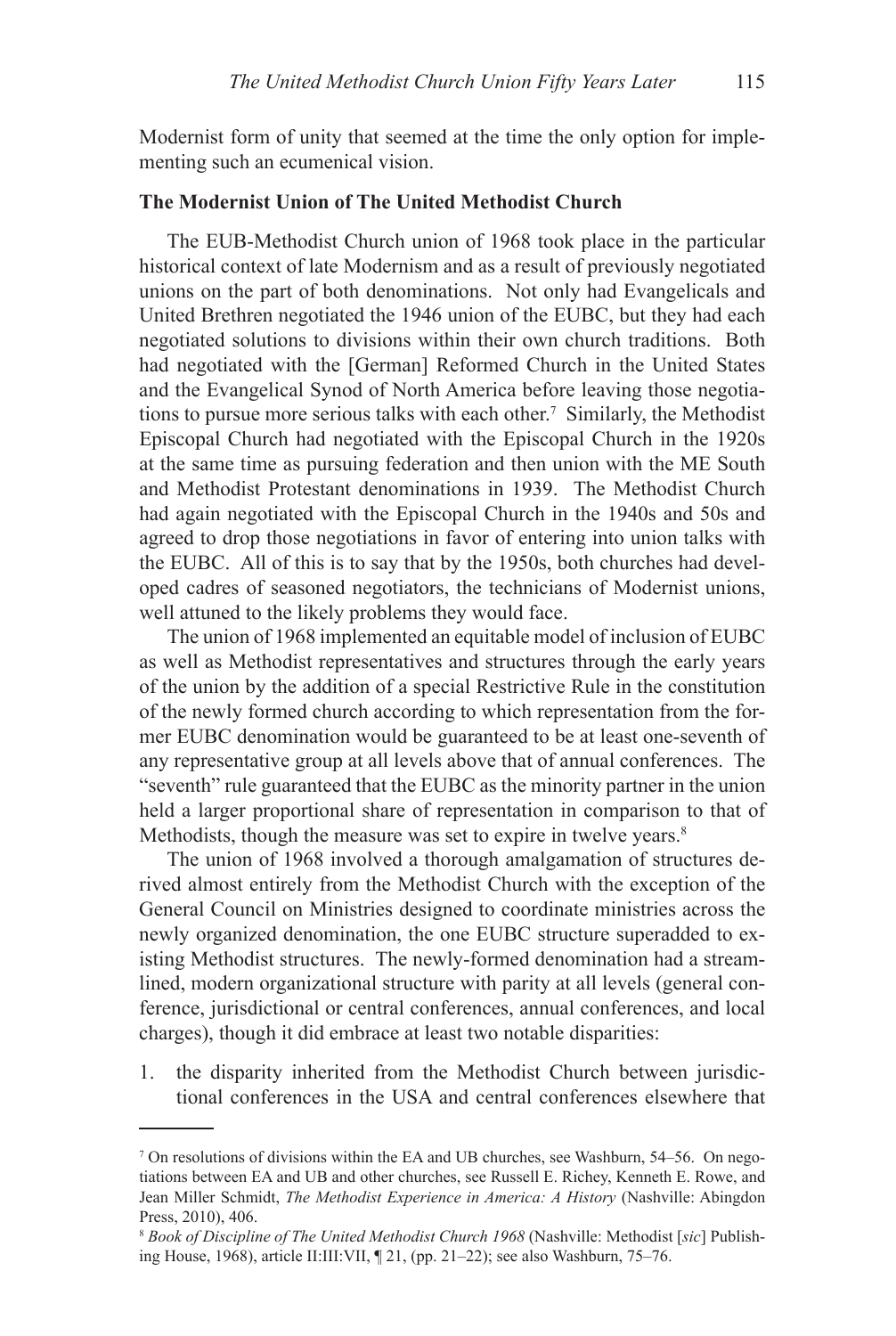Modernist form of unity that seemed at the time the only option for implementing such an ecumenical vision.

**The Modernist Union of The United Methodist Church**

The EUB-Methodist Church union of 1968 took place in the particular historical context of late Modernism and as a result of previously negotiated unions on the part of both denominations. Not only had Evangelicals and United Brethren negotiated the 1946 union of the EUBC, but they had each negotiated solutions to divisions within their own church traditions. Both had negotiated with the [German] Reformed Church in the United States and the Evangelical Synod of North America before leaving those negotiations to pursue more serious talks with each other.[7] Similarly, the Methodist Episcopal Church had negotiated with the Episcopal Church in the 1920s at the same time as pursuing federation and then union with the ME South and Methodist Protestant denominations in 1939. The Methodist Church had again negotiated with the Episcopal Church in the 1940s and 50s and agreed to drop those negotiations in favor of entering into union talks with the EUBC. All of this is to say that by the 1950s, both churches had developed cadres of seasoned negotiators, the technicians of Modernist unions, well attuned to the likely problems they would face.

The union of 1968 implemented an equitable model of inclusion of EUBC as well as Methodist representatives and structures through the early years of the union by the addition of a special Restrictive Rule in the constitution of the newly formed church according to which representation from the former EUBC denomination would be guaranteed to be at least one-seventh of any representative group at all levels above that of annual conferences. The "seventh" rule guaranteed that the EUBC as the minority partner in the union held a larger proportional share of representation in comparison to that of Methodists, though the measure was set to expire in twelve years.[8]

The union of 1968 involved a thorough amalgamation of structures derived almost entirely from the Methodist Church with the exception of the General Council on Ministries designed to coordinate ministries across the newly organized denomination, the one EUBC structure superadded to existing Methodist structures. The newly-formed denomination had a streamlined, modern organizational structure with parity at all levels (general conference, jurisdictional or central conferences, annual conferences, and local charges), though it did embrace at least two notable disparities:

1. the disparity inherited from the Methodist Church between jurisdictional conferences in the USA and central conferences elsewhere that

---

[7] On resolutions of divisions within the EA and UB churches, see Washburn, 54–56. On negotiations between EA and UB and other churches, see Russell E. Richey, Kenneth E. Rowe, and Jean Miller Schmidt, *The Methodist Experience in America: A History* (Nashville: Abingdon Press, 2010), 406.

[8] *Book of Discipline of The United Methodist Church 1968* (Nashville: Methodist [*sic*] Publishing House, 1968), article II:III:VII, ¶ 21, (pp. 21–22); see also Washburn, 75–76.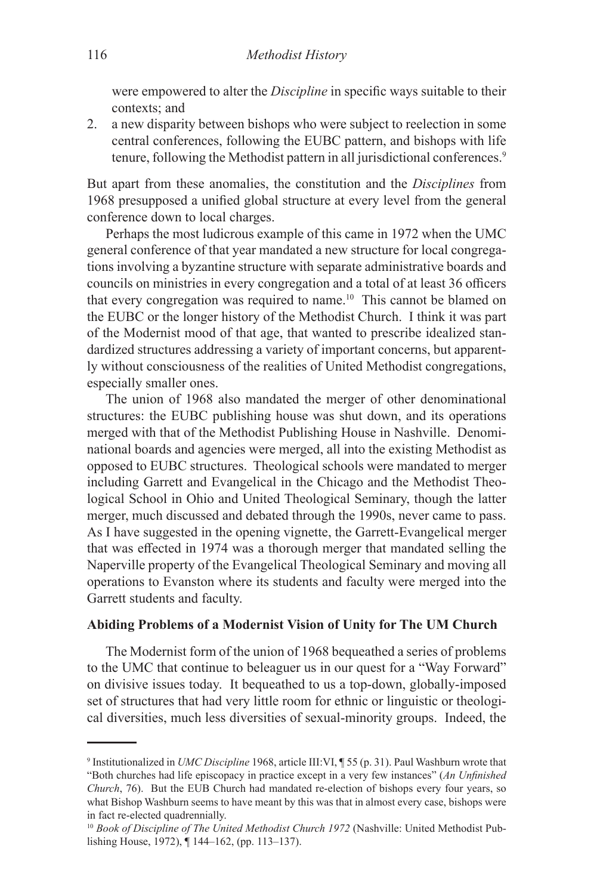were empowered to alter the *Discipline* in specific ways suitable to their contexts; and

2. a new disparity between bishops who were subject to reelection in some central conferences, following the EUBC pattern, and bishops with life tenure, following the Methodist pattern in all jurisdictional conferences.[9]

But apart from these anomalies, the constitution and the *Disciplines* from 1968 presupposed a unified global structure at every level from the general conference down to local charges.

Perhaps the most ludicrous example of this came in 1972 when the UMC general conference of that year mandated a new structure for local congregations involving a byzantine structure with separate administrative boards and councils on ministries in every congregation and a total of at least 36 officers that every congregation was required to name.[10] This cannot be blamed on the EUBC or the longer history of the Methodist Church. I think it was part of the Modernist mood of that age, that wanted to prescribe idealized standardized structures addressing a variety of important concerns, but apparently without consciousness of the realities of United Methodist congregations, especially smaller ones.

The union of 1968 also mandated the merger of other denominational structures: the EUBC publishing house was shut down, and its operations merged with that of the Methodist Publishing House in Nashville. Denominational boards and agencies were merged, all into the existing Methodist as opposed to EUBC structures. Theological schools were mandated to merger including Garrett and Evangelical in the Chicago and the Methodist Theological School in Ohio and United Theological Seminary, though the latter merger, much discussed and debated through the 1990s, never came to pass. As I have suggested in the opening vignette, the Garrett-Evangelical merger that was effected in 1974 was a thorough merger that mandated selling the Naperville property of the Evangelical Theological Seminary and moving all operations to Evanston where its students and faculty were merged into the Garrett students and faculty.

**Abiding Problems of a Modernist Vision of Unity for The UM Church**

The Modernist form of the union of 1968 bequeathed a series of problems to the UMC that continue to beleaguer us in our quest for a "Way Forward" on divisive issues today. It bequeathed to us a top-down, globally-imposed set of structures that had very little room for ethnic or linguistic or theological diversities, much less diversities of sexual-minority groups. Indeed, the

---

[9] Institutionalized in *UMC Discipline* 1968, article III:VI, ¶ 55 (p. 31). Paul Washburn wrote that "Both churches had life episcopacy in practice except in a very few instances" (*An Unfinished Church*, 76). But the EUB Church had mandated re-election of bishops every four years, so what Bishop Washburn seems to have meant by this was that in almost every case, bishops were in fact re-elected quadrennially.

[10] *Book of Discipline of The United Methodist Church 1972* (Nashville: United Methodist Publishing House, 1972), ¶ 144–162, (pp. 113–137).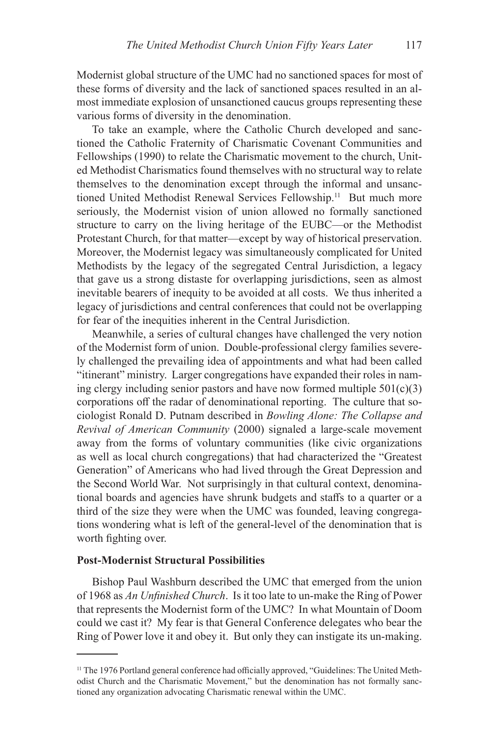Modernist global structure of the UMC had no sanctioned spaces for most of these forms of diversity and the lack of sanctioned spaces resulted in an almost immediate explosion of unsanctioned caucus groups representing these various forms of diversity in the denomination.

To take an example, where the Catholic Church developed and sanctioned the Catholic Fraternity of Charismatic Covenant Communities and Fellowships (1990) to relate the Charismatic movement to the church, United Methodist Charismatics found themselves with no structural way to relate themselves to the denomination except through the informal and unsanctioned United Methodist Renewal Services Fellowship.[11] But much more seriously, the Modernist vision of union allowed no formally sanctioned structure to carry on the living heritage of the EUBC—or the Methodist Protestant Church, for that matter—except by way of historical preservation. Moreover, the Modernist legacy was simultaneously complicated for United Methodists by the legacy of the segregated Central Jurisdiction, a legacy that gave us a strong distaste for overlapping jurisdictions, seen as almost inevitable bearers of inequity to be avoided at all costs. We thus inherited a legacy of jurisdictions and central conferences that could not be overlapping for fear of the inequities inherent in the Central Jurisdiction.

Meanwhile, a series of cultural changes have challenged the very notion of the Modernist form of union. Double-professional clergy families severely challenged the prevailing idea of appointments and what had been called "itinerant" ministry. Larger congregations have expanded their roles in naming clergy including senior pastors and have now formed multiple 501(c)(3) corporations off the radar of denominational reporting. The culture that sociologist Ronald D. Putnam described in *Bowling Alone: The Collapse and Revival of American Community* (2000) signaled a large-scale movement away from the forms of voluntary communities (like civic organizations as well as local church congregations) that had characterized the "Greatest Generation" of Americans who had lived through the Great Depression and the Second World War. Not surprisingly in that cultural context, denominational boards and agencies have shrunk budgets and staffs to a quarter or a third of the size they were when the UMC was founded, leaving congregations wondering what is left of the general-level of the denomination that is worth fighting over.

### Post-Modernist Structural Possibilities

Bishop Paul Washburn described the UMC that emerged from the union of 1968 as *An Unfinished Church*. Is it too late to un-make the Ring of Power that represents the Modernist form of the UMC? In what Mountain of Doom could we cast it? My fear is that General Conference delegates who bear the Ring of Power love it and obey it. But only they can instigate its un-making.

---

[11] The 1976 Portland general conference had officially approved, "Guidelines: The United Methodist Church and the Charismatic Movement," but the denomination has not formally sanctioned any organization advocating Charismatic renewal within the UMC.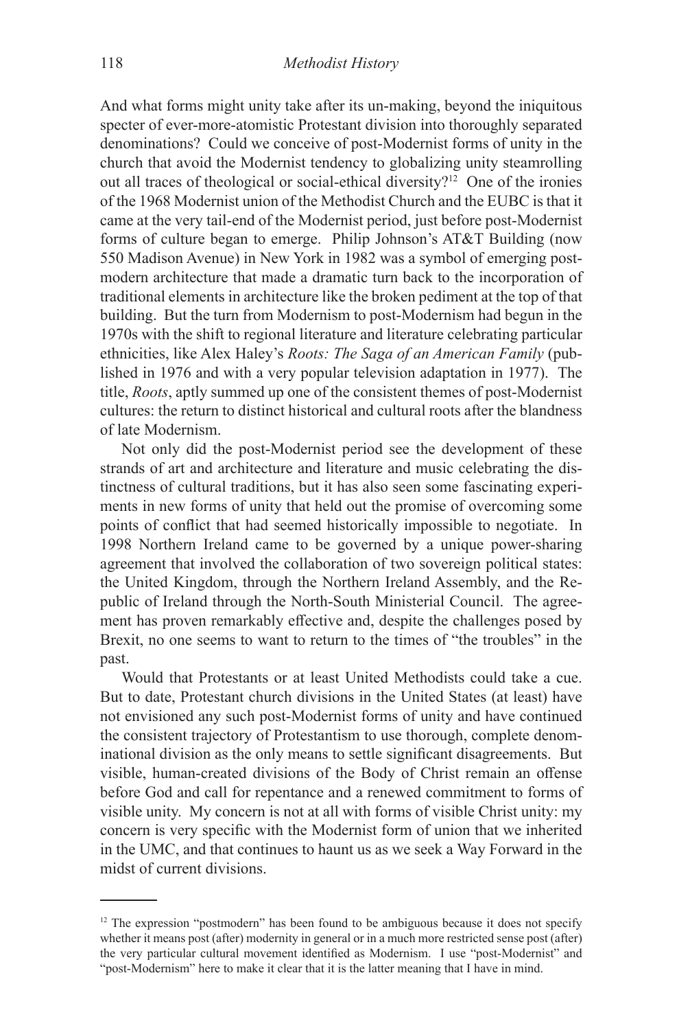And what forms might unity take after its un-making, beyond the iniquitous specter of ever-more-atomistic Protestant division into thoroughly separated denominations? Could we conceive of post-Modernist forms of unity in the church that avoid the Modernist tendency to globalizing unity steamrolling out all traces of theological or social-ethical diversity?[12] One of the ironies of the 1968 Modernist union of the Methodist Church and the EUBC is that it came at the very tail-end of the Modernist period, just before post-Modernist forms of culture began to emerge. Philip Johnson's AT&T Building (now 550 Madison Avenue) in New York in 1982 was a symbol of emerging post-modern architecture that made a dramatic turn back to the incorporation of traditional elements in architecture like the broken pediment at the top of that building. But the turn from Modernism to post-Modernism had begun in the 1970s with the shift to regional literature and literature celebrating particular ethnicities, like Alex Haley's *Roots: The Saga of an American Family* (published in 1976 and with a very popular television adaptation in 1977). The title, *Roots*, aptly summed up one of the consistent themes of post-Modernist cultures: the return to distinct historical and cultural roots after the blandness of late Modernism.

Not only did the post-Modernist period see the development of these strands of art and architecture and literature and music celebrating the distinctness of cultural traditions, but it has also seen some fascinating experiments in new forms of unity that held out the promise of overcoming some points of conflict that had seemed historically impossible to negotiate. In 1998 Northern Ireland came to be governed by a unique power-sharing agreement that involved the collaboration of two sovereign political states: the United Kingdom, through the Northern Ireland Assembly, and the Republic of Ireland through the North-South Ministerial Council. The agreement has proven remarkably effective and, despite the challenges posed by Brexit, no one seems to want to return to the times of "the troubles" in the past.

Would that Protestants or at least United Methodists could take a cue. But to date, Protestant church divisions in the United States (at least) have not envisioned any such post-Modernist forms of unity and have continued the consistent trajectory of Protestantism to use thorough, complete denominational division as the only means to settle significant disagreements. But visible, human-created divisions of the Body of Christ remain an offense before God and call for repentance and a renewed commitment to forms of visible unity. My concern is not at all with forms of visible Christ unity: my concern is very specific with the Modernist form of union that we inherited in the UMC, and that continues to haunt us as we seek a Way Forward in the midst of current divisions.

---

[12] The expression "postmodern" has been found to be ambiguous because it does not specify whether it means post (after) modernity in general or in a much more restricted sense post (after) the very particular cultural movement identified as Modernism. I use "post-Modernist" and "post-Modernism" here to make it clear that it is the latter meaning that I have in mind.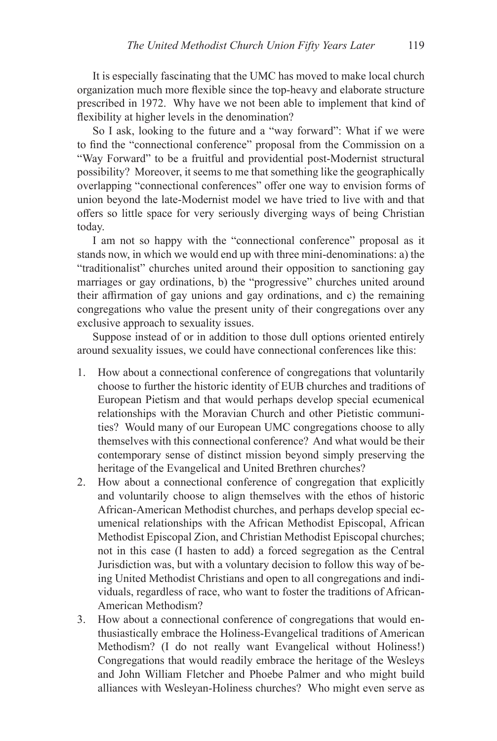It is especially fascinating that the UMC has moved to make local church organization much more flexible since the top-heavy and elaborate structure prescribed in 1972. Why have we not been able to implement that kind of flexibility at higher levels in the denomination?

So I ask, looking to the future and a "way forward": What if we were to find the "connectional conference" proposal from the Commission on a "Way Forward" to be a fruitful and providential post-Modernist structural possibility? Moreover, it seems to me that something like the geographically overlapping "connectional conferences" offer one way to envision forms of union beyond the late-Modernist model we have tried to live with and that offers so little space for very seriously diverging ways of being Christian today.

I am not so happy with the "connectional conference" proposal as it stands now, in which we would end up with three mini-denominations: a) the "traditionalist" churches united around their opposition to sanctioning gay marriages or gay ordinations, b) the "progressive" churches united around their affirmation of gay unions and gay ordinations, and c) the remaining congregations who value the present unity of their congregations over any exclusive approach to sexuality issues.

Suppose instead of or in addition to those dull options oriented entirely around sexuality issues, we could have connectional conferences like this:

1. How about a connectional conference of congregations that voluntarily choose to further the historic identity of EUB churches and traditions of European Pietism and that would perhaps develop special ecumenical relationships with the Moravian Church and other Pietistic communities? Would many of our European UMC congregations choose to ally themselves with this connectional conference? And what would be their contemporary sense of distinct mission beyond simply preserving the heritage of the Evangelical and United Brethren churches?
2. How about a connectional conference of congregation that explicitly and voluntarily choose to align themselves with the ethos of historic African-American Methodist churches, and perhaps develop special ecumenical relationships with the African Methodist Episcopal, African Methodist Episcopal Zion, and Christian Methodist Episcopal churches; not in this case (I hasten to add) a forced segregation as the Central Jurisdiction was, but with a voluntary decision to follow this way of being United Methodist Christians and open to all congregations and individuals, regardless of race, who want to foster the traditions of African-American Methodism?
3. How about a connectional conference of congregations that would enthusiastically embrace the Holiness-Evangelical traditions of American Methodism? (I do not really want Evangelical without Holiness!) Congregations that would readily embrace the heritage of the Wesleys and John William Fletcher and Phoebe Palmer and who might build alliances with Wesleyan-Holiness churches? Who might even serve as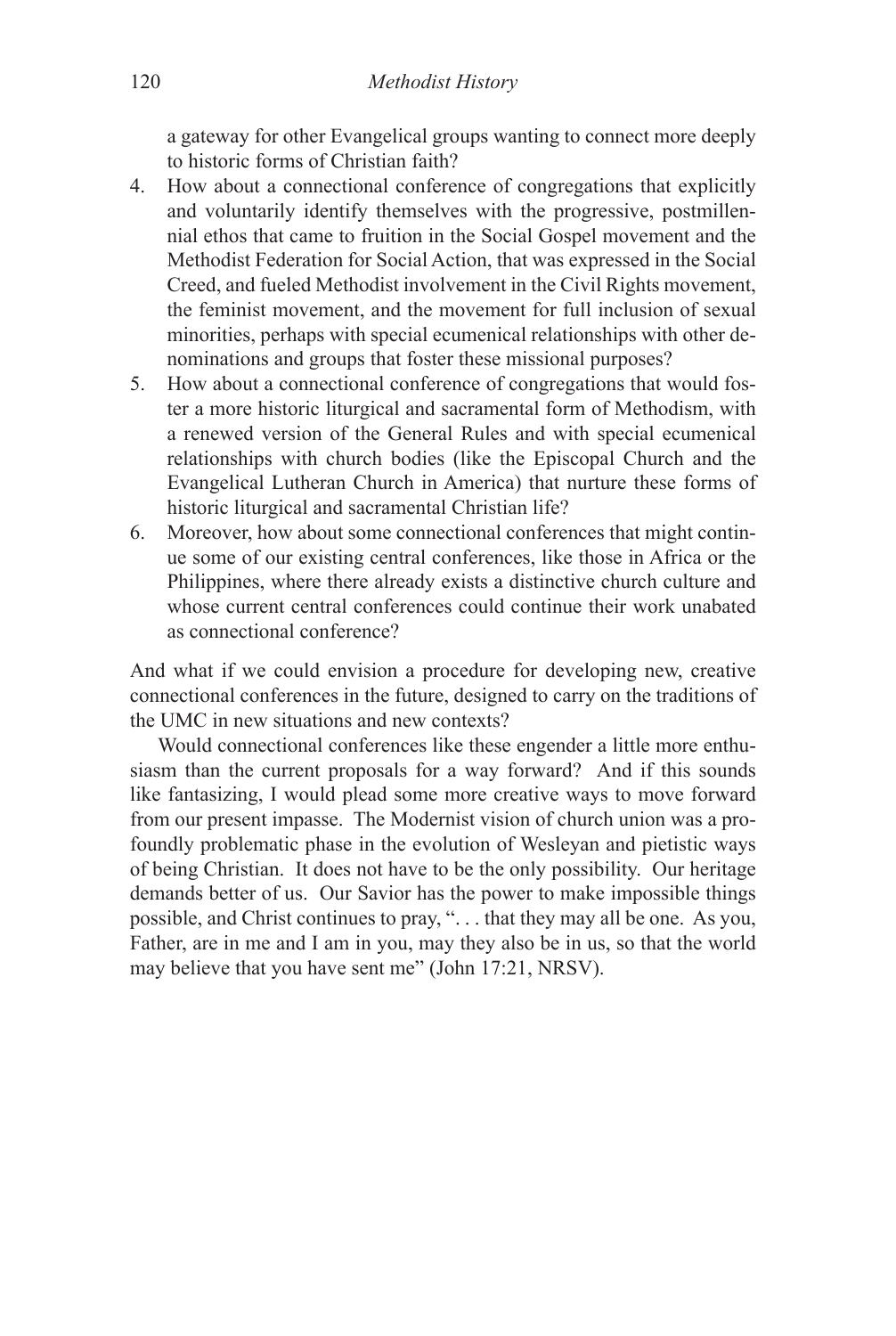a gateway for other Evangelical groups wanting to connect more deeply to historic forms of Christian faith?

4. How about a connectional conference of congregations that explicitly and voluntarily identify themselves with the progressive, postmillennial ethos that came to fruition in the Social Gospel movement and the Methodist Federation for Social Action, that was expressed in the Social Creed, and fueled Methodist involvement in the Civil Rights movement, the feminist movement, and the movement for full inclusion of sexual minorities, perhaps with special ecumenical relationships with other denominations and groups that foster these missional purposes?
5. How about a connectional conference of congregations that would foster a more historic liturgical and sacramental form of Methodism, with a renewed version of the General Rules and with special ecumenical relationships with church bodies (like the Episcopal Church and the Evangelical Lutheran Church in America) that nurture these forms of historic liturgical and sacramental Christian life?
6. Moreover, how about some connectional conferences that might continue some of our existing central conferences, like those in Africa or the Philippines, where there already exists a distinctive church culture and whose current central conferences could continue their work unabated as connectional conference?

And what if we could envision a procedure for developing new, creative connectional conferences in the future, designed to carry on the traditions of the UMC in new situations and new contexts?

Would connectional conferences like these engender a little more enthusiasm than the current proposals for a way forward? And if this sounds like fantasizing, I would plead some more creative ways to move forward from our present impasse. The Modernist vision of church union was a profoundly problematic phase in the evolution of Wesleyan and pietistic ways of being Christian. It does not have to be the only possibility. Our heritage demands better of us. Our Savior has the power to make impossible things possible, and Christ continues to pray, ". . . that they may all be one. As you, Father, are in me and I am in you, may they also be in us, so that the world may believe that you have sent me" (John 17:21, NRSV).